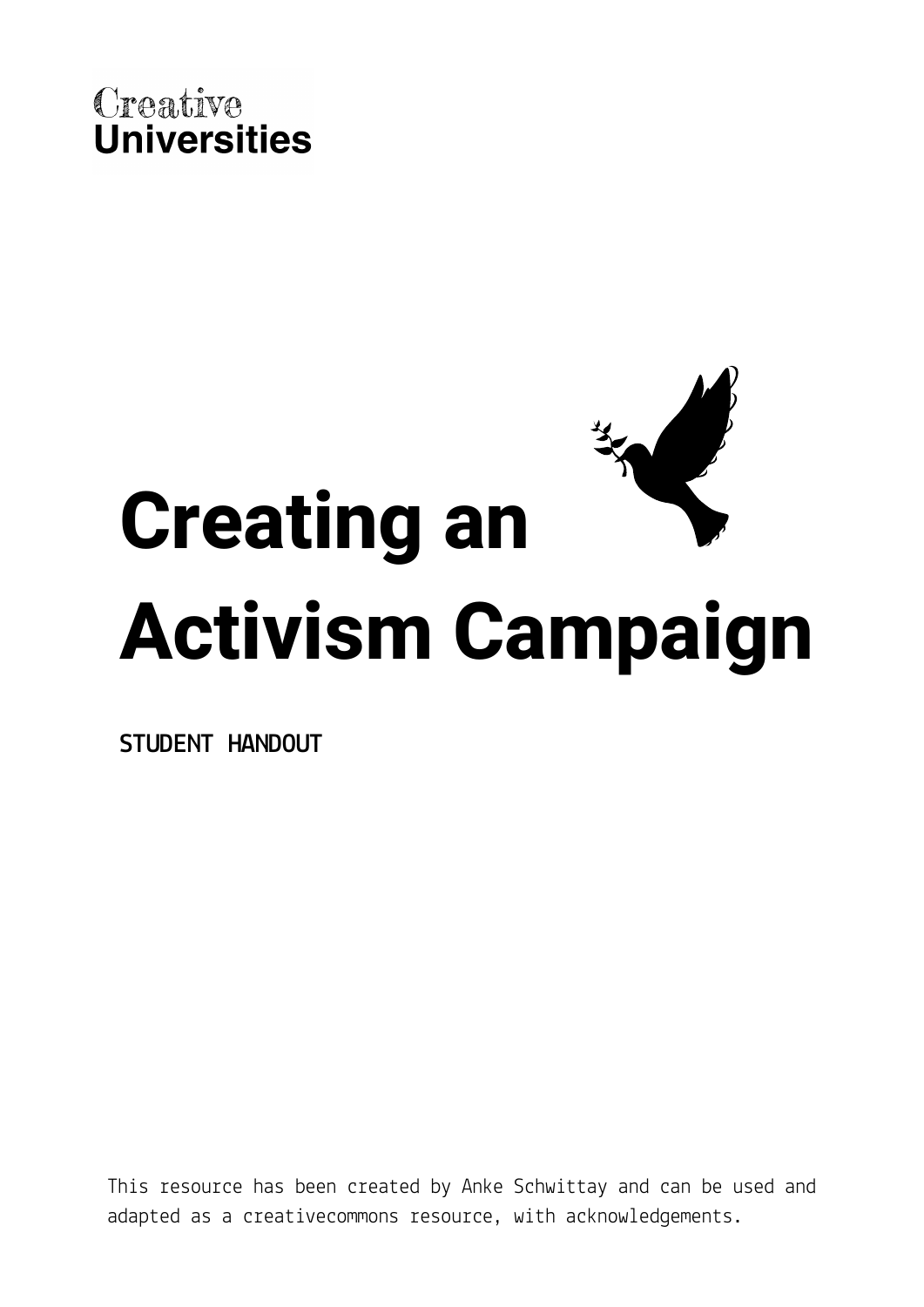Creative
Universities

# Creating an Activism Campaign

STUDENT HANDOUT

This resource has been created by Anke Schwittay and can be used and adapted as a creativecommons resource, with acknowledgements.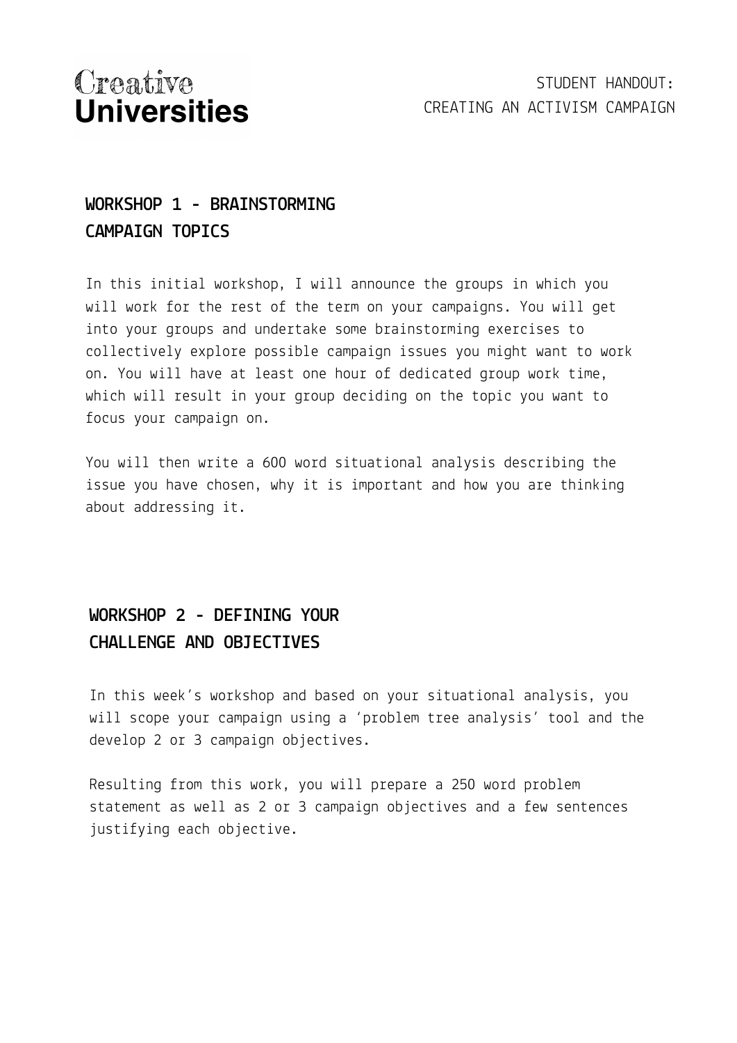## WORKSHOP 1 - BRAINSTORMING CAMPAIGN TOPICS

In this initial workshop, I will announce the groups in which you will work for the rest of the term on your campaigns. You will get into your groups and undertake some brainstorming exercises to collectively explore possible campaign issues you might want to work on. You will have at least one hour of dedicated group work time, which will result in your group deciding on the topic you want to focus your campaign on.

You will then write a 600 word situational analysis describing the issue you have chosen, why it is important and how you are thinking about addressing it.

## WORKSHOP 2 - DEFINING YOUR CHALLENGE AND OBJECTIVES

In this week's workshop and based on your situational analysis, you will scope your campaign using a 'problem tree analysis' tool and the develop 2 or 3 campaign objectives.

Resulting from this work, you will prepare a 250 word problem statement as well as 2 or 3 campaign objectives and a few sentences justifying each objective.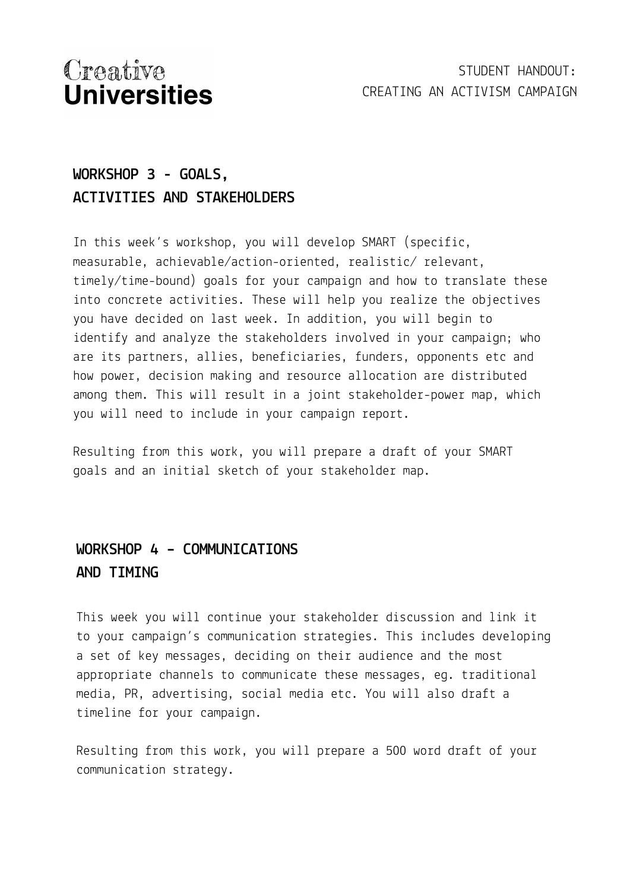## WORKSHOP 3 - GOALS, ACTIVITIES AND STAKEHOLDERS

In this week's workshop, you will develop SMART (specific, measurable, achievable/action-oriented, realistic/ relevant, timely/time-bound) goals for your campaign and how to translate these into concrete activities. These will help you realize the objectives you have decided on last week. In addition, you will begin to identify and analyze the stakeholders involved in your campaign; who are its partners, allies, beneficiaries, funders, opponents etc and how power, decision making and resource allocation are distributed among them. This will result in a joint stakeholder-power map, which you will need to include in your campaign report.

Resulting from this work, you will prepare a draft of your SMART goals and an initial sketch of your stakeholder map.

## WORKSHOP 4 – COMMUNICATIONS AND TIMING

This week you will continue your stakeholder discussion and link it to your campaign's communication strategies. This includes developing a set of key messages, deciding on their audience and the most appropriate channels to communicate these messages, eg. traditional media, PR, advertising, social media etc. You will also draft a timeline for your campaign.

Resulting from this work, you will prepare a 500 word draft of your communication strategy.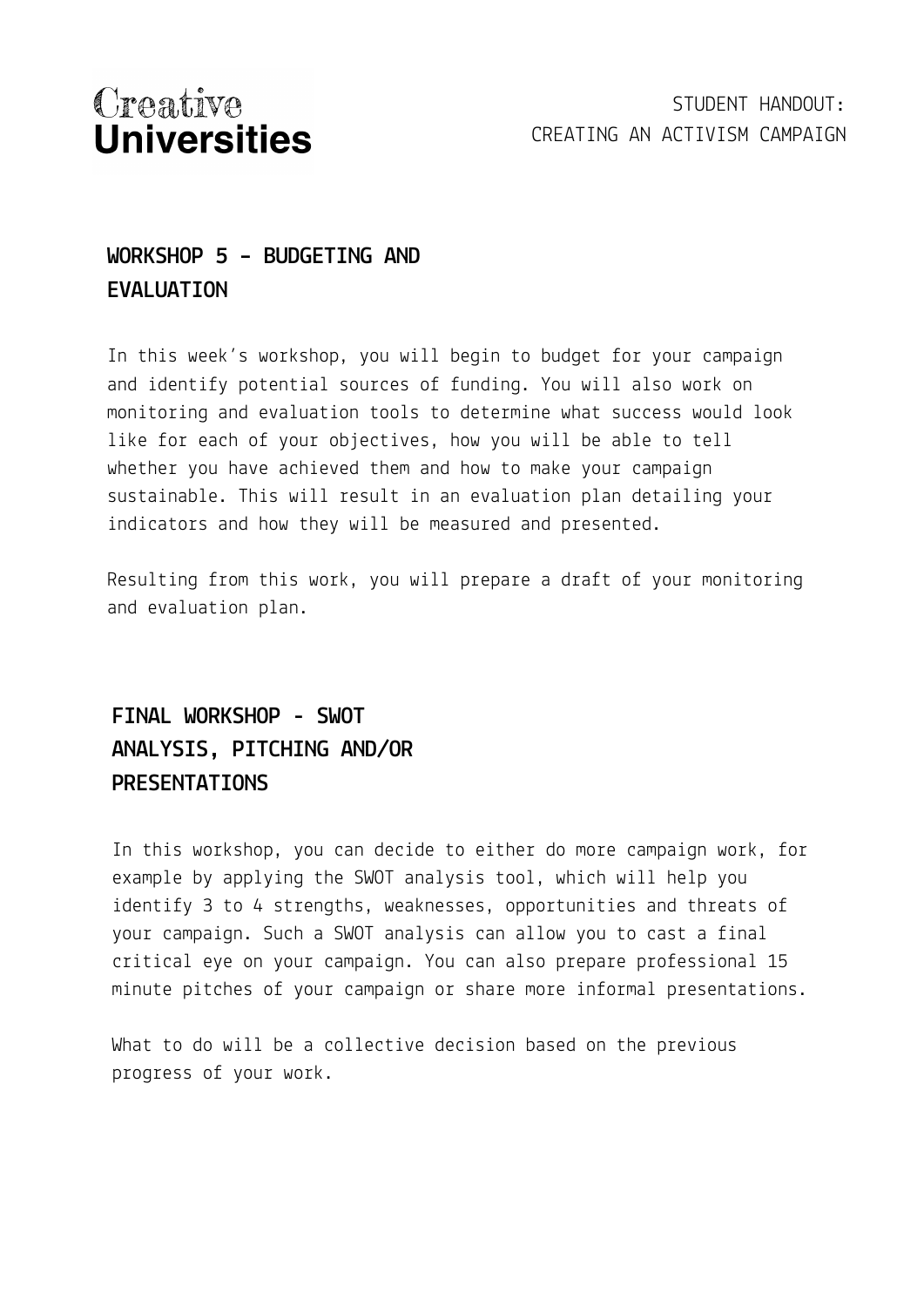## WORKSHOP 5 - BUDGETING AND EVALUATION

In this week's workshop, you will begin to budget for your campaign and identify potential sources of funding. You will also work on monitoring and evaluation tools to determine what success would look like for each of your objectives, how you will be able to tell whether you have achieved them and how to make your campaign sustainable. This will result in an evaluation plan detailing your indicators and how they will be measured and presented.

Resulting from this work, you will prepare a draft of your monitoring and evaluation plan.

## FINAL WORKSHOP - SWOT ANALYSIS, PITCHING AND/OR PRESENTATIONS

In this workshop, you can decide to either do more campaign work, for example by applying the SWOT analysis tool, which will help you identify 3 to 4 strengths, weaknesses, opportunities and threats of your campaign. Such a SWOT analysis can allow you to cast a final critical eye on your campaign. You can also prepare professional 15 minute pitches of your campaign or share more informal presentations.

What to do will be a collective decision based on the previous progress of your work.